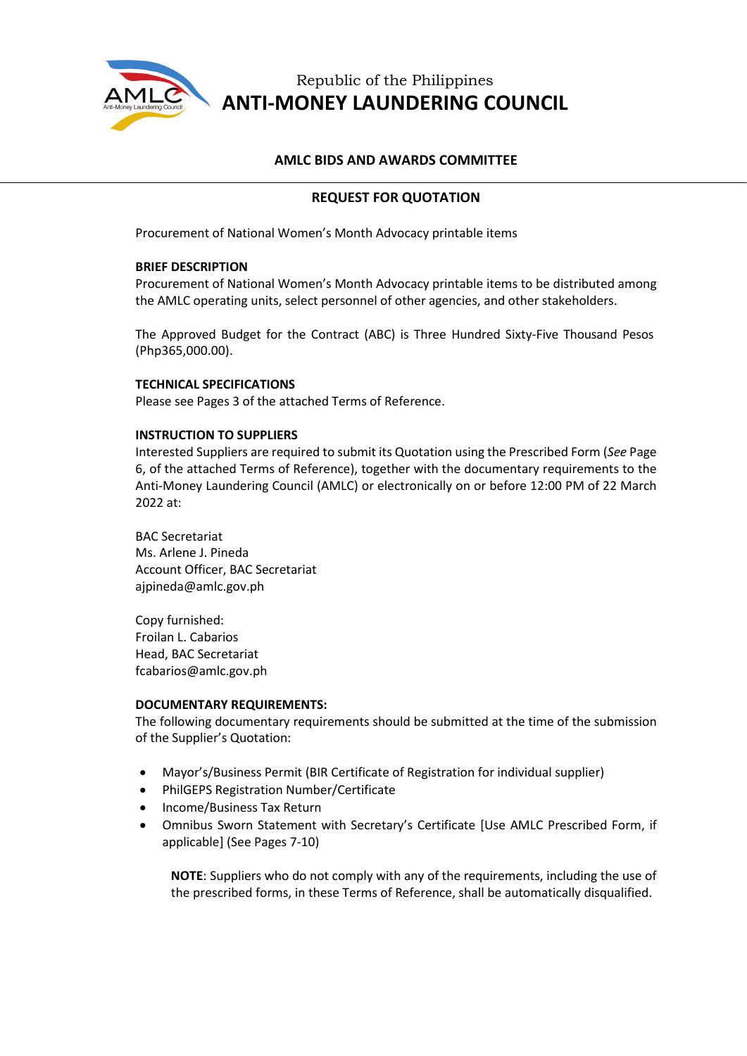Republic of the Philippines

# ANTI-MONEY LAUNDERING COUNCIL

## AMLC BIDS AND AWARDS COMMITTEE

## REQUEST FOR QUOTATION

Procurement of National Women's Month Advocacy printable items

**BRIEF DESCRIPTION**

Procurement of National Women's Month Advocacy printable items to be distributed among the AMLC operating units, select personnel of other agencies, and other stakeholders.

The Approved Budget for the Contract (ABC) is Three Hundred Sixty-Five Thousand Pesos (Php365,000.00).

**TECHNICAL SPECIFICATIONS**

Please see Pages 3 of the attached Terms of Reference.

**INSTRUCTION TO SUPPLIERS**

Interested Suppliers are required to submit its Quotation using the Prescribed Form (*See* Page 6, of the attached Terms of Reference), together with the documentary requirements to the Anti-Money Laundering Council (AMLC) or electronically on or before 12:00 PM of 22 March 2022 at:

BAC Secretariat
Ms. Arlene J. Pineda
Account Officer, BAC Secretariat
ajpineda@amlc.gov.ph

Copy furnished:
Froilan L. Cabarios
Head, BAC Secretariat
fcabarios@amlc.gov.ph

**DOCUMENTARY REQUIREMENTS:**

The following documentary requirements should be submitted at the time of the submission of the Supplier's Quotation:

- Mayor's/Business Permit (BIR Certificate of Registration for individual supplier)
- PhilGEPS Registration Number/Certificate
- Income/Business Tax Return
- Omnibus Sworn Statement with Secretary's Certificate [Use AMLC Prescribed Form, if applicable] (See Pages 7-10)

**NOTE**: Suppliers who do not comply with any of the requirements, including the use of the prescribed forms, in these Terms of Reference, shall be automatically disqualified.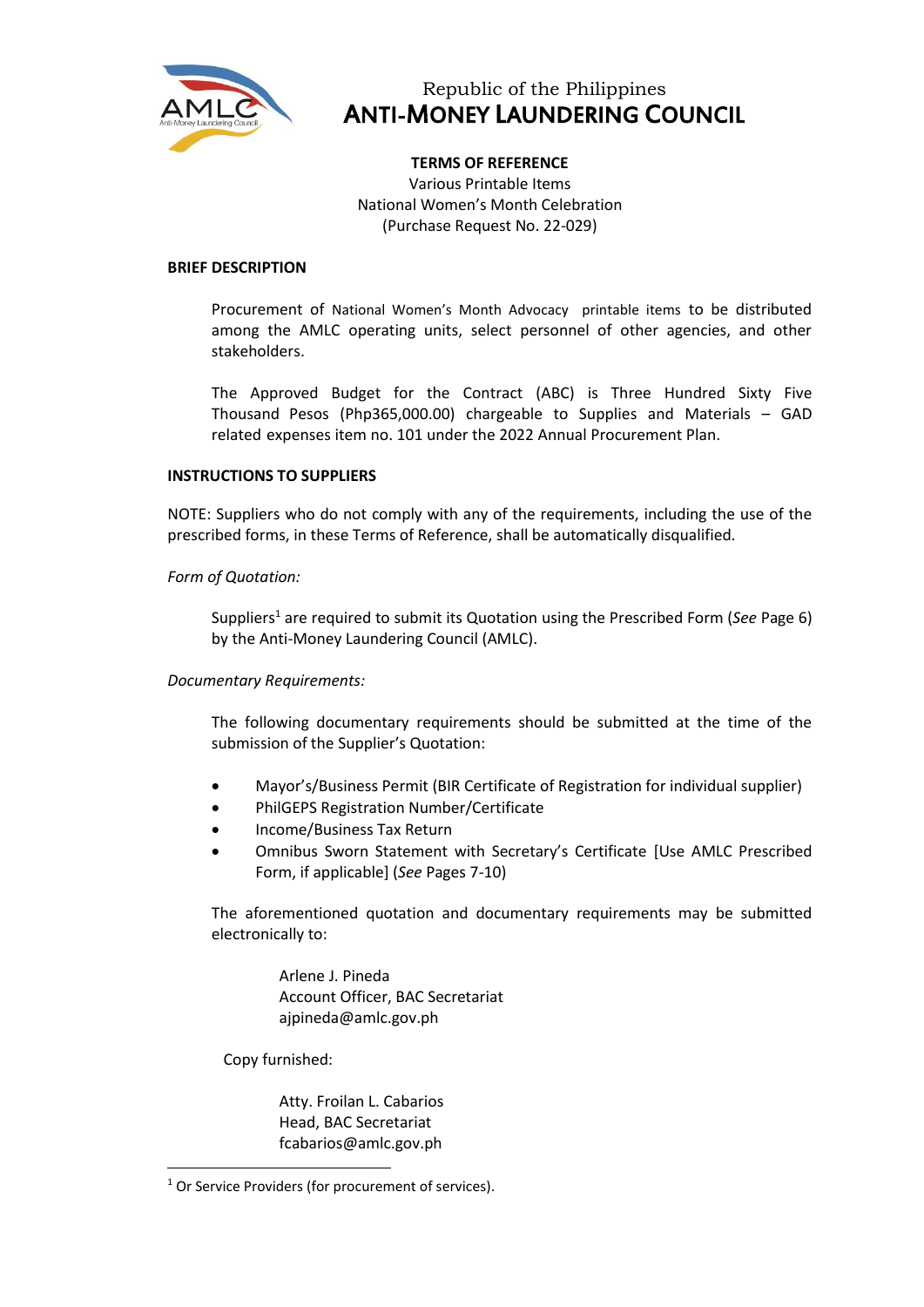Republic of the Philippines
**ANTI-MONEY LAUNDERING COUNCIL**

**TERMS OF REFERENCE**
Various Printable Items
National Women's Month Celebration
(Purchase Request No. 22-029)

**BRIEF DESCRIPTION**

Procurement of National Women's Month Advocacy printable items to be distributed among the AMLC operating units, select personnel of other agencies, and other stakeholders.

The Approved Budget for the Contract (ABC) is Three Hundred Sixty Five Thousand Pesos (Php365,000.00) chargeable to Supplies and Materials – GAD related expenses item no. 101 under the 2022 Annual Procurement Plan.

**INSTRUCTIONS TO SUPPLIERS**

NOTE: Suppliers who do not comply with any of the requirements, including the use of the prescribed forms, in these Terms of Reference, shall be automatically disqualified.

*Form of Quotation:*

Suppliers[1] are required to submit its Quotation using the Prescribed Form (*See* Page 6) by the Anti-Money Laundering Council (AMLC).

*Documentary Requirements:*

The following documentary requirements should be submitted at the time of the submission of the Supplier's Quotation:

- Mayor's/Business Permit (BIR Certificate of Registration for individual supplier)
- PhilGEPS Registration Number/Certificate
- Income/Business Tax Return
- Omnibus Sworn Statement with Secretary's Certificate [Use AMLC Prescribed Form, if applicable] (*See* Pages 7-10)

The aforementioned quotation and documentary requirements may be submitted electronically to:

Arlene J. Pineda
Account Officer, BAC Secretariat
ajpineda@amlc.gov.ph

Copy furnished:

Atty. Froilan L. Cabarios
Head, BAC Secretariat
fcabarios@amlc.gov.ph

[1] Or Service Providers (for procurement of services).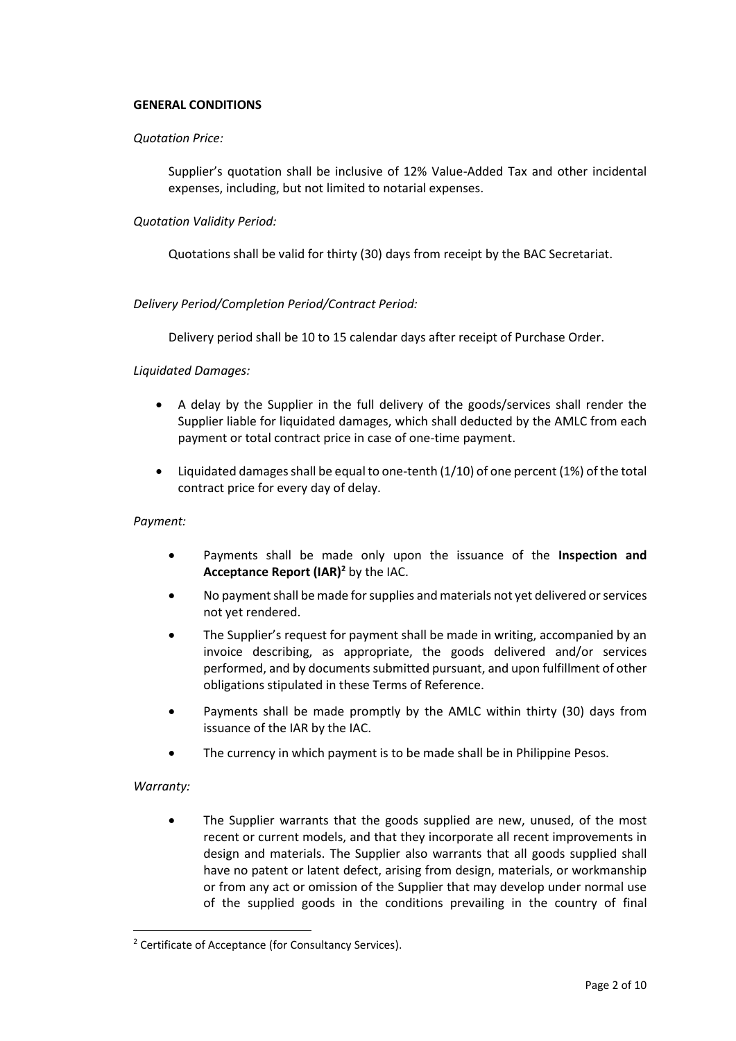**GENERAL CONDITIONS**

*Quotation Price:*

Supplier's quotation shall be inclusive of 12% Value-Added Tax and other incidental expenses, including, but not limited to notarial expenses.

*Quotation Validity Period:*

Quotations shall be valid for thirty (30) days from receipt by the BAC Secretariat.

*Delivery Period/Completion Period/Contract Period:*

Delivery period shall be 10 to 15 calendar days after receipt of Purchase Order.

*Liquidated Damages:*

- A delay by the Supplier in the full delivery of the goods/services shall render the Supplier liable for liquidated damages, which shall deducted by the AMLC from each payment or total contract price in case of one-time payment.
- Liquidated damages shall be equal to one-tenth (1/10) of one percent (1%) of the total contract price for every day of delay.

*Payment:*

- Payments shall be made only upon the issuance of the **Inspection and Acceptance Report (IAR)**[2] by the IAC.
- No payment shall be made for supplies and materials not yet delivered or services not yet rendered.
- The Supplier's request for payment shall be made in writing, accompanied by an invoice describing, as appropriate, the goods delivered and/or services performed, and by documents submitted pursuant, and upon fulfillment of other obligations stipulated in these Terms of Reference.
- Payments shall be made promptly by the AMLC within thirty (30) days from issuance of the IAR by the IAC.
- The currency in which payment is to be made shall be in Philippine Pesos.

*Warranty:*

- The Supplier warrants that the goods supplied are new, unused, of the most recent or current models, and that they incorporate all recent improvements in design and materials. The Supplier also warrants that all goods supplied shall have no patent or latent defect, arising from design, materials, or workmanship or from any act or omission of the Supplier that may develop under normal use of the supplied goods in the conditions prevailing in the country of final

[2] Certificate of Acceptance (for Consultancy Services).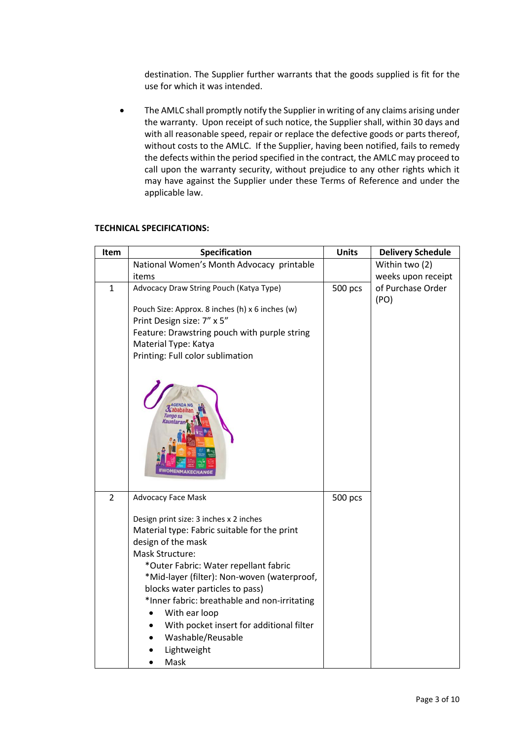destination. The Supplier further warrants that the goods supplied is fit for the use for which it was intended.

- The AMLC shall promptly notify the Supplier in writing of any claims arising under the warranty. Upon receipt of such notice, the Supplier shall, within 30 days and with all reasonable speed, repair or replace the defective goods or parts thereof, without costs to the AMLC. If the Supplier, having been notified, fails to remedy the defects within the period specified in the contract, the AMLC may proceed to call upon the warranty security, without prejudice to any other rights which it may have against the Supplier under these Terms of Reference and under the applicable law.

**TECHNICAL SPECIFICATIONS:**

| Item | Specification | Units | Delivery Schedule |
|---|---|---|---|
| | National Women's Month Advocacy printable items | | Within two (2) weeks upon receipt of Purchase Order (PO) |
| 1 | Advocacy Draw String Pouch (Katya Type)<br><br>Pouch Size: Approx. 8 inches (h) x 6 inches (w)<br>Print Design size: 7" x 5"<br>Feature: Drawstring pouch with purple string<br>Material Type: Katya<br>Printing: Full color sublimation | 500 pcs | |
| 2 | Advocacy Face Mask<br><br>Design print size: 3 inches x 2 inches<br>Material type: Fabric suitable for the print design of the mask<br>Mask Structure:<br>*Outer Fabric: Water repellant fabric<br>*Mid-layer (filter): Non-woven (waterproof, blocks water particles to pass)<br>*Inner fabric: breathable and non-irritating<br>• With ear loop<br>• With pocket insert for additional filter<br>• Washable/Reusable<br>• Lightweight<br>• Mask | 500 pcs | |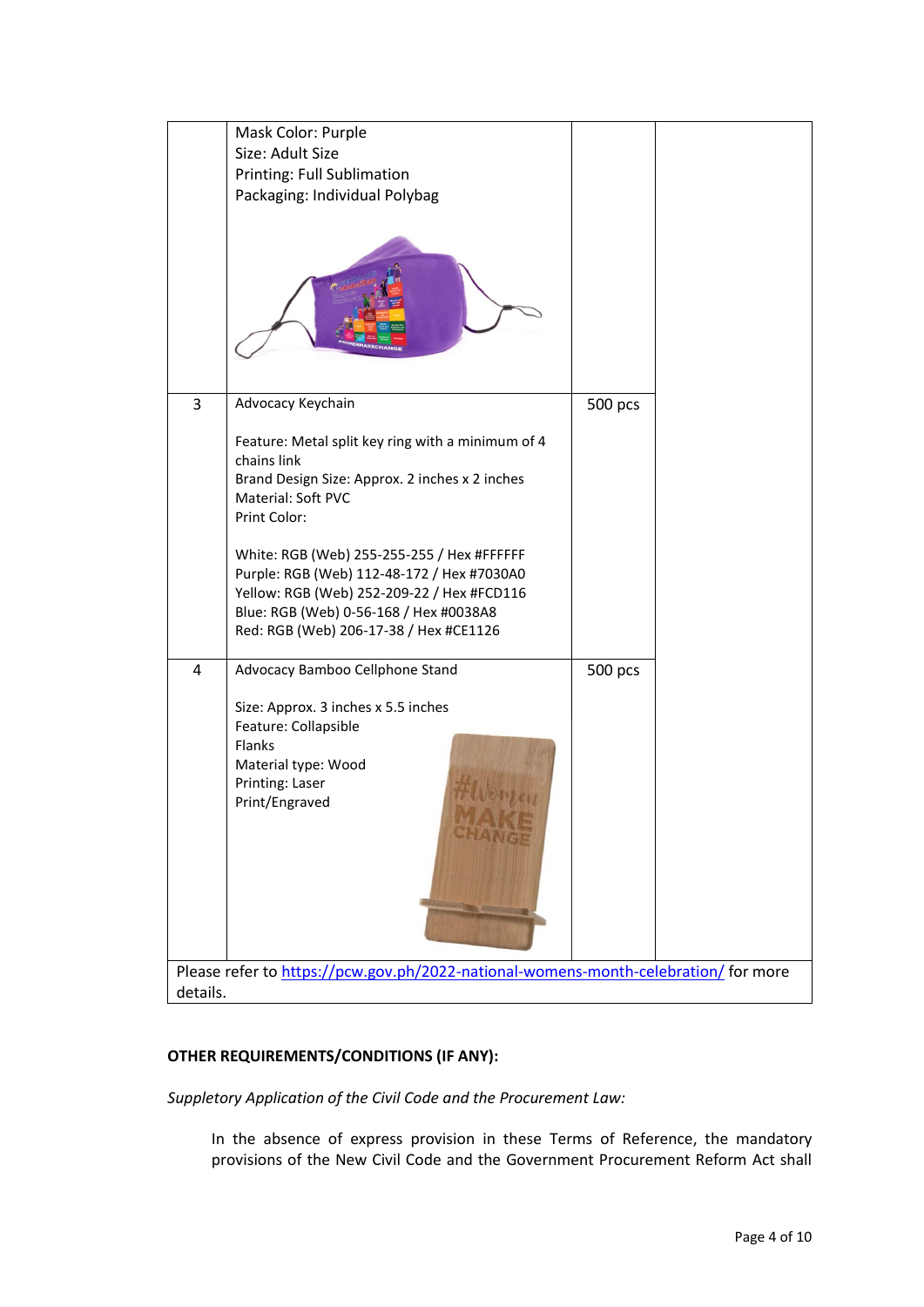| | | | |
|---|---|---|---|
| | Mask Color: Purple<br>Size: Adult Size<br>Printing: Full Sublimation<br>Packaging: Individual Polybag | | |
| 3 | Advocacy Keychain<br><br>Feature: Metal split key ring with a minimum of 4 chains link<br>Brand Design Size: Approx. 2 inches x 2 inches<br>Material: Soft PVC<br>Print Color:<br><br>White: RGB (Web) 255-255-255 / Hex #FFFFFF<br>Purple: RGB (Web) 112-48-172 / Hex #7030A0<br>Yellow: RGB (Web) 252-209-22 / Hex #FCD116<br>Blue: RGB (Web) 0-56-168 / Hex #0038A8<br>Red: RGB (Web) 206-17-38 / Hex #CE1126 | 500 pcs | |
| 4 | Advocacy Bamboo Cellphone Stand<br><br>Size: Approx. 3 inches x 5.5 inches<br>Feature: Collapsible<br>Flanks<br>Material type: Wood<br>Printing: Laser<br>Print/Engraved | 500 pcs | |
| Please refer to https://pcw.gov.ph/2022-national-womens-month-celebration/ for more details. | | | |

**OTHER REQUIREMENTS/CONDITIONS (IF ANY):**

*Suppletory Application of the Civil Code and the Procurement Law:*

In the absence of express provision in these Terms of Reference, the mandatory provisions of the New Civil Code and the Government Procurement Reform Act shall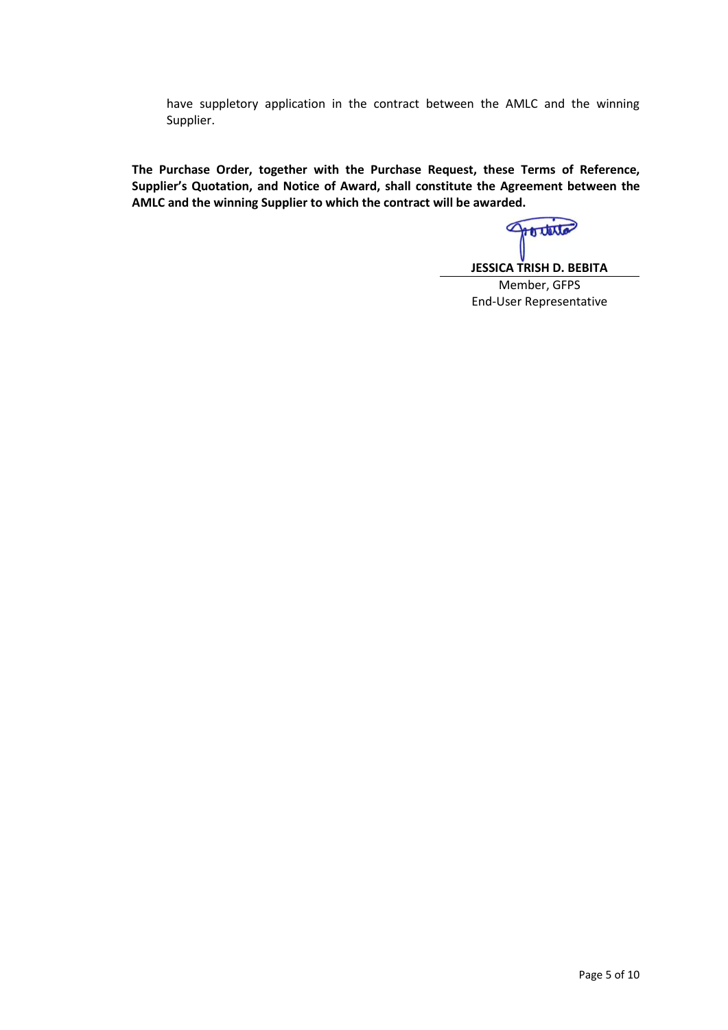have suppletory application in the contract between the AMLC and the winning Supplier.

**The Purchase Order, together with the Purchase Request, these Terms of Reference, Supplier's Quotation, and Notice of Award, shall constitute the Agreement between the AMLC and the winning Supplier to which the contract will be awarded.**

**JESSICA TRISH D. BEBITA**
Member, GFPS
End-User Representative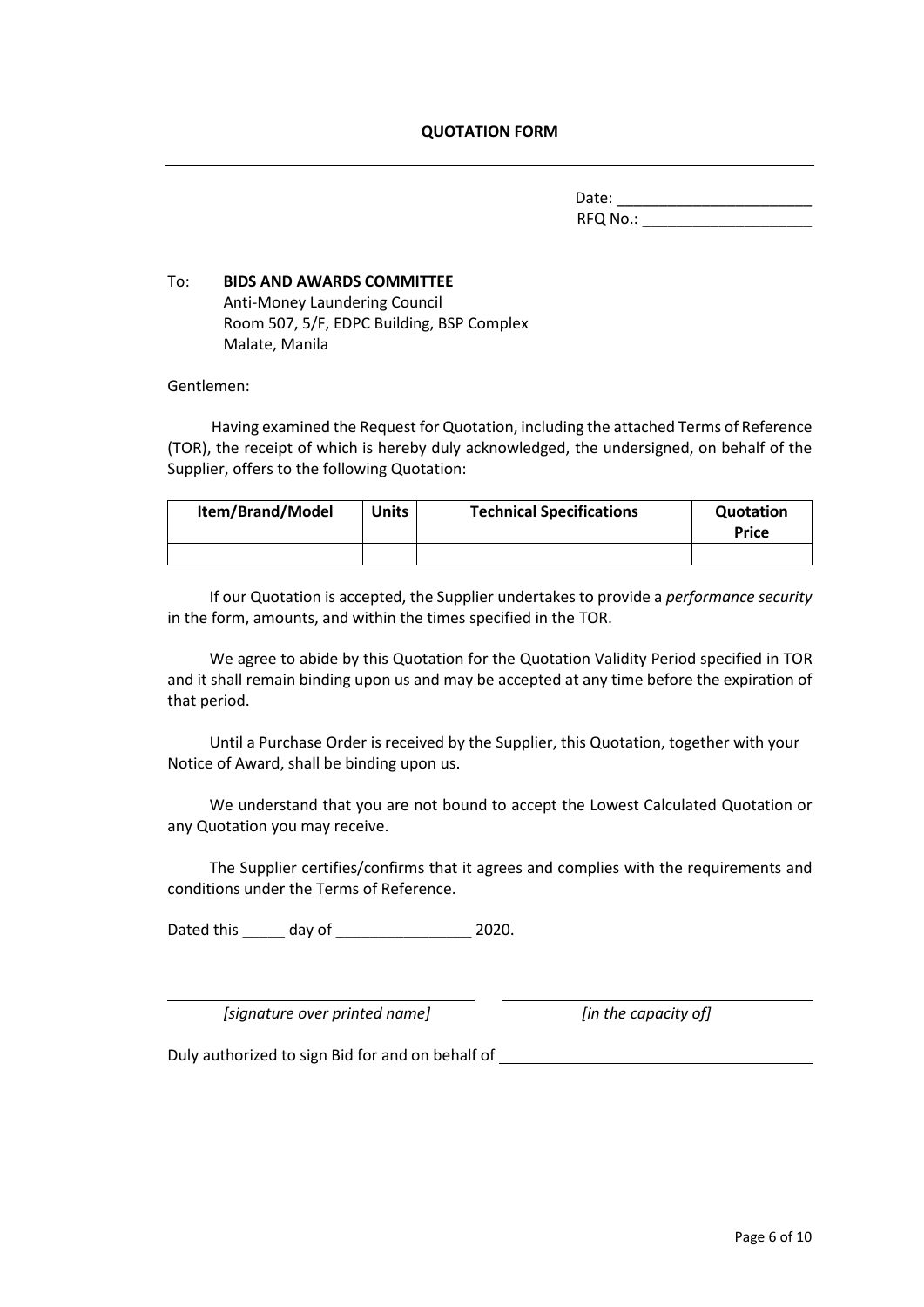**QUOTATION FORM**

---

Date: _______________________
RFQ No.: ____________________

To: **BIDS AND AWARDS COMMITTEE**
Anti-Money Laundering Council
Room 507, 5/F, EDPC Building, BSP Complex
Malate, Manila

Gentlemen:

Having examined the Request for Quotation, including the attached Terms of Reference (TOR), the receipt of which is hereby duly acknowledged, the undersigned, on behalf of the Supplier, offers to the following Quotation:

| Item/Brand/Model | Units | Technical Specifications | Quotation Price |
|---|---|---|---|
| | | | |

If our Quotation is accepted, the Supplier undertakes to provide a *performance security* in the form, amounts, and within the times specified in the TOR.

We agree to abide by this Quotation for the Quotation Validity Period specified in TOR and it shall remain binding upon us and may be accepted at any time before the expiration of that period.

Until a Purchase Order is received by the Supplier, this Quotation, together with your Notice of Award, shall be binding upon us.

We understand that you are not bound to accept the Lowest Calculated Quotation or any Quotation you may receive.

The Supplier certifies/confirms that it agrees and complies with the requirements and conditions under the Terms of Reference.

Dated this _____ day of ________________ 2020.

_________________________________ _________________________________
*[signature over printed name]* *[in the capacity of]*

Duly authorized to sign Bid for and on behalf of _________________________________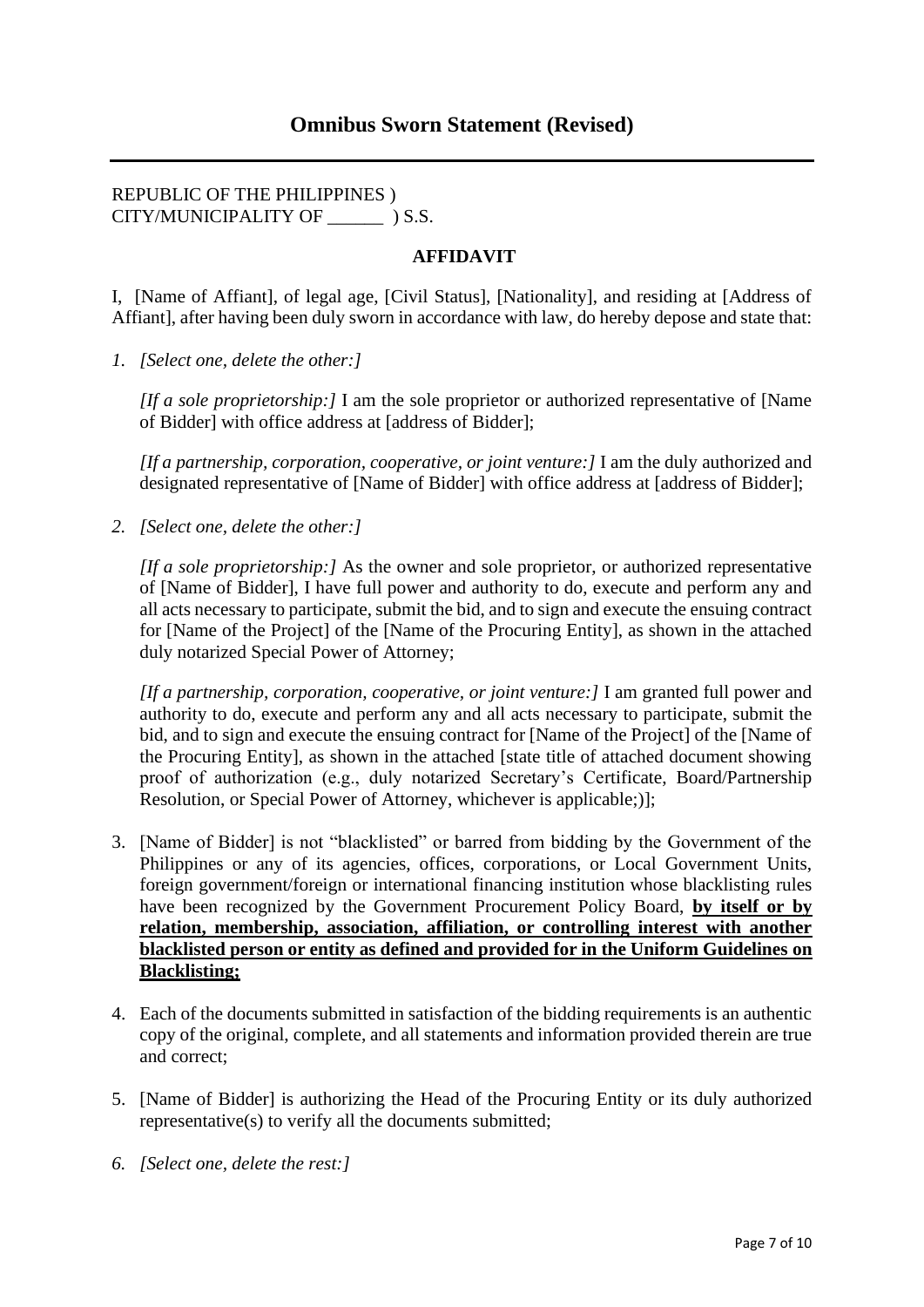## Omnibus Sworn Statement (Revised)

---

REPUBLIC OF THE PHILIPPINES )
CITY/MUNICIPALITY OF ______ ) S.S.

**AFFIDAVIT**

I, [Name of Affiant], of legal age, [Civil Status], [Nationality], and residing at [Address of Affiant], after having been duly sworn in accordance with law, do hereby depose and state that:

1. *[Select one, delete the other:]*

   *[If a sole proprietorship:]* I am the sole proprietor or authorized representative of [Name of Bidder] with office address at [address of Bidder];

   *[If a partnership, corporation, cooperative, or joint venture:]* I am the duly authorized and designated representative of [Name of Bidder] with office address at [address of Bidder];

2. *[Select one, delete the other:]*

   *[If a sole proprietorship:]* As the owner and sole proprietor, or authorized representative of [Name of Bidder], I have full power and authority to do, execute and perform any and all acts necessary to participate, submit the bid, and to sign and execute the ensuing contract for [Name of the Project] of the [Name of the Procuring Entity], as shown in the attached duly notarized Special Power of Attorney;

   *[If a partnership, corporation, cooperative, or joint venture:]* I am granted full power and authority to do, execute and perform any and all acts necessary to participate, submit the bid, and to sign and execute the ensuing contract for [Name of the Project] of the [Name of the Procuring Entity], as shown in the attached [state title of attached document showing proof of authorization (e.g., duly notarized Secretary's Certificate, Board/Partnership Resolution, or Special Power of Attorney, whichever is applicable;)];

3. [Name of Bidder] is not "blacklisted" or barred from bidding by the Government of the Philippines or any of its agencies, offices, corporations, or Local Government Units, foreign government/foreign or international financing institution whose blacklisting rules have been recognized by the Government Procurement Policy Board, **<u>by itself or by relation, membership, association, affiliation, or controlling interest with another blacklisted person or entity as defined and provided for in the Uniform Guidelines on Blacklisting;</u>**

4. Each of the documents submitted in satisfaction of the bidding requirements is an authentic copy of the original, complete, and all statements and information provided therein are true and correct;

5. [Name of Bidder] is authorizing the Head of the Procuring Entity or its duly authorized representative(s) to verify all the documents submitted;

6. *[Select one, delete the rest:]*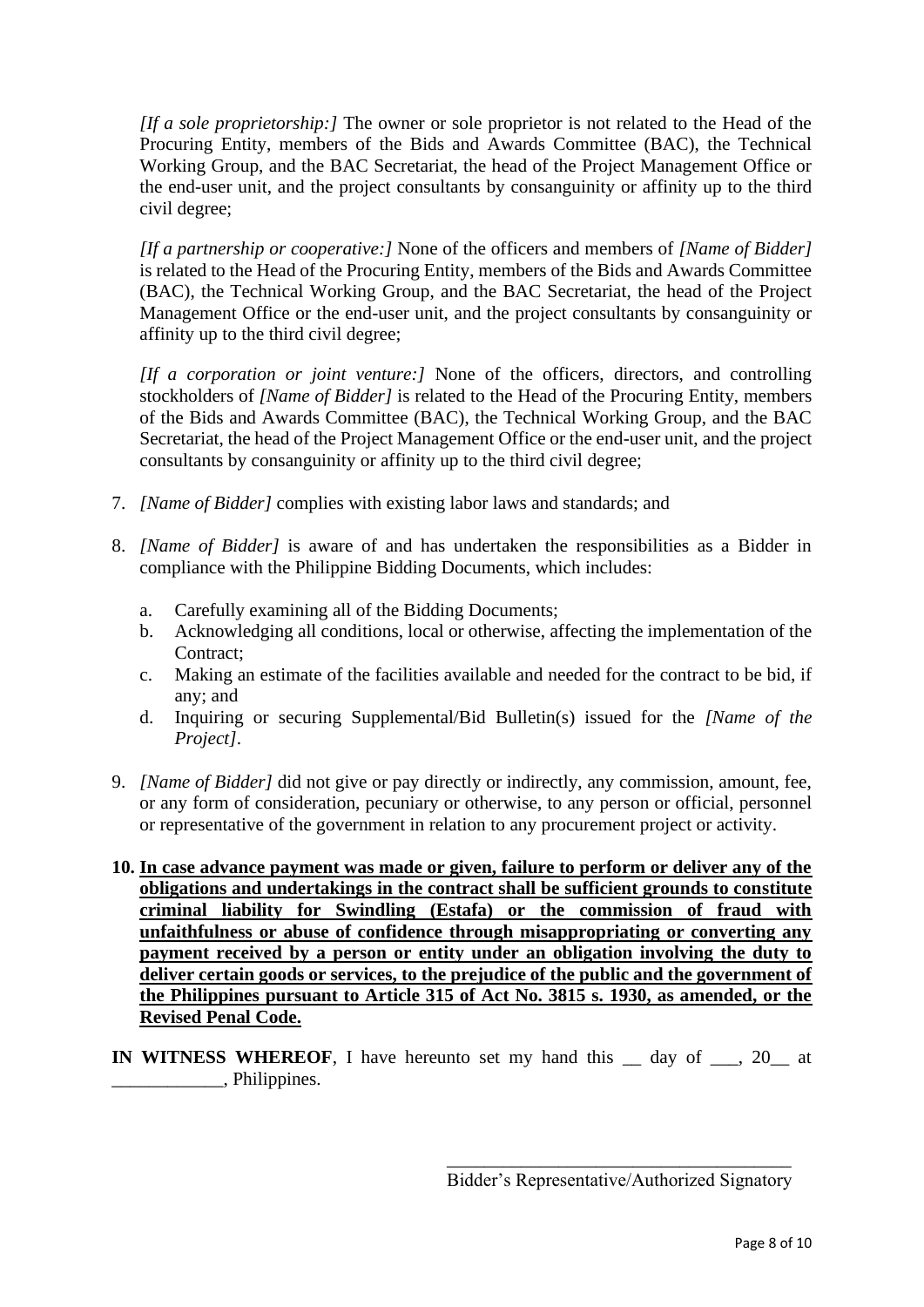*[If a sole proprietorship:]* The owner or sole proprietor is not related to the Head of the Procuring Entity, members of the Bids and Awards Committee (BAC), the Technical Working Group, and the BAC Secretariat, the head of the Project Management Office or the end-user unit, and the project consultants by consanguinity or affinity up to the third civil degree;

*[If a partnership or cooperative:]* None of the officers and members of *[Name of Bidder]* is related to the Head of the Procuring Entity, members of the Bids and Awards Committee (BAC), the Technical Working Group, and the BAC Secretariat, the head of the Project Management Office or the end-user unit, and the project consultants by consanguinity or affinity up to the third civil degree;

*[If a corporation or joint venture:]* None of the officers, directors, and controlling stockholders of *[Name of Bidder]* is related to the Head of the Procuring Entity, members of the Bids and Awards Committee (BAC), the Technical Working Group, and the BAC Secretariat, the head of the Project Management Office or the end-user unit, and the project consultants by consanguinity or affinity up to the third civil degree;

7. *[Name of Bidder]* complies with existing labor laws and standards; and

8. *[Name of Bidder]* is aware of and has undertaken the responsibilities as a Bidder in compliance with the Philippine Bidding Documents, which includes:

   a. Carefully examining all of the Bidding Documents;
   b. Acknowledging all conditions, local or otherwise, affecting the implementation of the Contract;
   c. Making an estimate of the facilities available and needed for the contract to be bid, if any; and
   d. Inquiring or securing Supplemental/Bid Bulletin(s) issued for the *[Name of the Project]*.

9. *[Name of Bidder]* did not give or pay directly or indirectly, any commission, amount, fee, or any form of consideration, pecuniary or otherwise, to any person or official, personnel or representative of the government in relation to any procurement project or activity.

10. **<u>In case advance payment was made or given, failure to perform or deliver any of the obligations and undertakings in the contract shall be sufficient grounds to constitute criminal liability for Swindling (Estafa) or the commission of fraud with unfaithfulness or abuse of confidence through misappropriating or converting any payment received by a person or entity under an obligation involving the duty to deliver certain goods or services, to the prejudice of the public and the government of the Philippines pursuant to Article 315 of Act No. 3815 s. 1930, as amended, or the Revised Penal Code.</u>**

**IN WITNESS WHEREOF**, I have hereunto set my hand this __ day of ___, 20__ at ____________, Philippines.

_____________________________________
Bidder's Representative/Authorized Signatory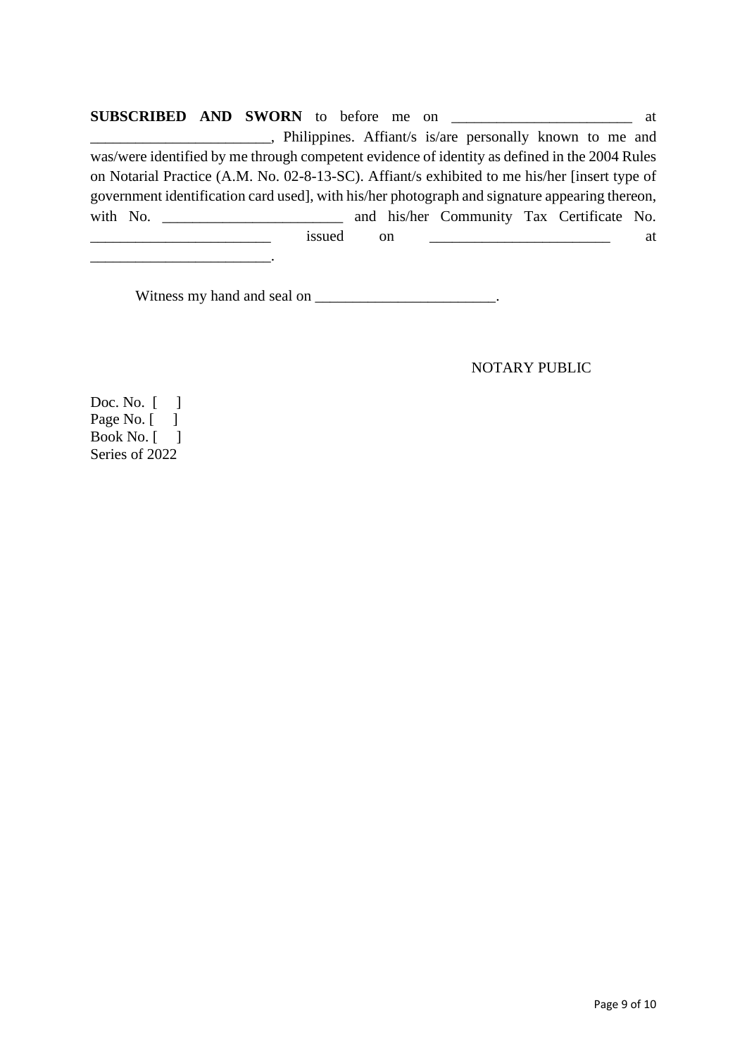**SUBSCRIBED AND SWORN** to before me on ________________________ at ________________________, Philippines. Affiant/s is/are personally known to me and was/were identified by me through competent evidence of identity as defined in the 2004 Rules on Notarial Practice (A.M. No. 02-8-13-SC). Affiant/s exhibited to me his/her [insert type of government identification card used], with his/her photograph and signature appearing thereon, with No. ________________________ and his/her Community Tax Certificate No. ________________________ issued on ________________________ at ________________________.

Witness my hand and seal on ________________________.

NOTARY PUBLIC

Doc. No. [ ]
Page No. [ ]
Book No. [ ]
Series of 2022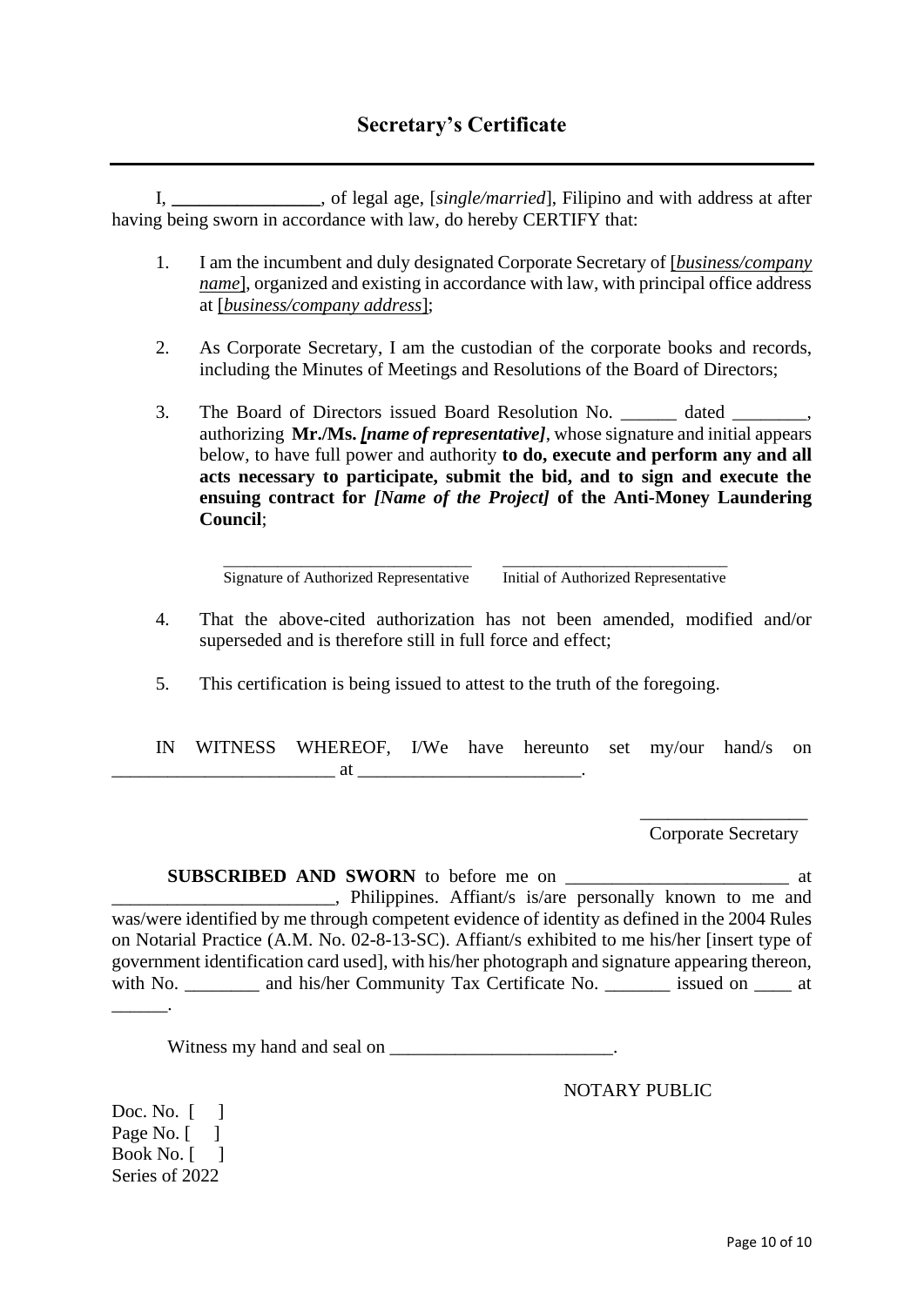## Secretary's Certificate

---

I, \_\_\_\_\_\_\_\_\_\_\_\_\_\_\_\_, of legal age, [*single/married*], Filipino and with address at after having being sworn in accordance with law, do hereby CERTIFY that:

1. I am the incumbent and duly designated Corporate Secretary of [*business/company name*], organized and existing in accordance with law, with principal office address at [*business/company address*];

2. As Corporate Secretary, I am the custodian of the corporate books and records, including the Minutes of Meetings and Resolutions of the Board of Directors;

3. The Board of Directors issued Board Resolution No. \_\_\_\_\_\_ dated \_\_\_\_\_\_\_\_, authorizing **Mr./Ms. *[name of representative]***, whose signature and initial appears below, to have full power and authority **to do, execute and perform any and all acts necessary to participate, submit the bid, and to sign and execute the ensuing contract for *[Name of the Project]* of the Anti-Money Laundering Council**;

   \_\_\_\_\_\_\_\_\_\_\_\_\_\_\_\_\_\_\_\_\_\_\_\_\_\_\_\_\_\_ Signature of Authorized Representative

   \_\_\_\_\_\_\_\_\_\_\_\_\_\_\_\_\_\_\_\_\_\_\_\_\_\_\_ Initial of Authorized Representative

4. That the above-cited authorization has not been amended, modified and/or superseded and is therefore still in full force and effect;

5. This certification is being issued to attest to the truth of the foregoing.

IN WITNESS WHEREOF, I/We have hereunto set my/our hand/s on \_\_\_\_\_\_\_\_\_\_\_\_\_\_\_\_\_\_\_\_\_\_\_\_ at \_\_\_\_\_\_\_\_\_\_\_\_\_\_\_\_\_\_\_\_\_\_\_\_.

\_\_\_\_\_\_\_\_\_\_\_\_\_\_\_\_\_\_
Corporate Secretary

**SUBSCRIBED AND SWORN** to before me on \_\_\_\_\_\_\_\_\_\_\_\_\_\_\_\_\_\_\_\_\_\_\_\_ at \_\_\_\_\_\_\_\_\_\_\_\_\_\_\_\_\_\_\_\_\_\_\_\_, Philippines. Affiant/s is/are personally known to me and was/were identified by me through competent evidence of identity as defined in the 2004 Rules on Notarial Practice (A.M. No. 02-8-13-SC). Affiant/s exhibited to me his/her [insert type of government identification card used], with his/her photograph and signature appearing thereon, with No. \_\_\_\_\_\_\_\_ and his/her Community Tax Certificate No. \_\_\_\_\_\_\_ issued on \_\_\_\_ at \_\_\_\_\_\_.

Witness my hand and seal on \_\_\_\_\_\_\_\_\_\_\_\_\_\_\_\_\_\_\_\_\_\_\_\_.

NOTARY PUBLIC

Doc. No. [ ]
Page No. [ ]
Book No. [ ]
Series of 2022